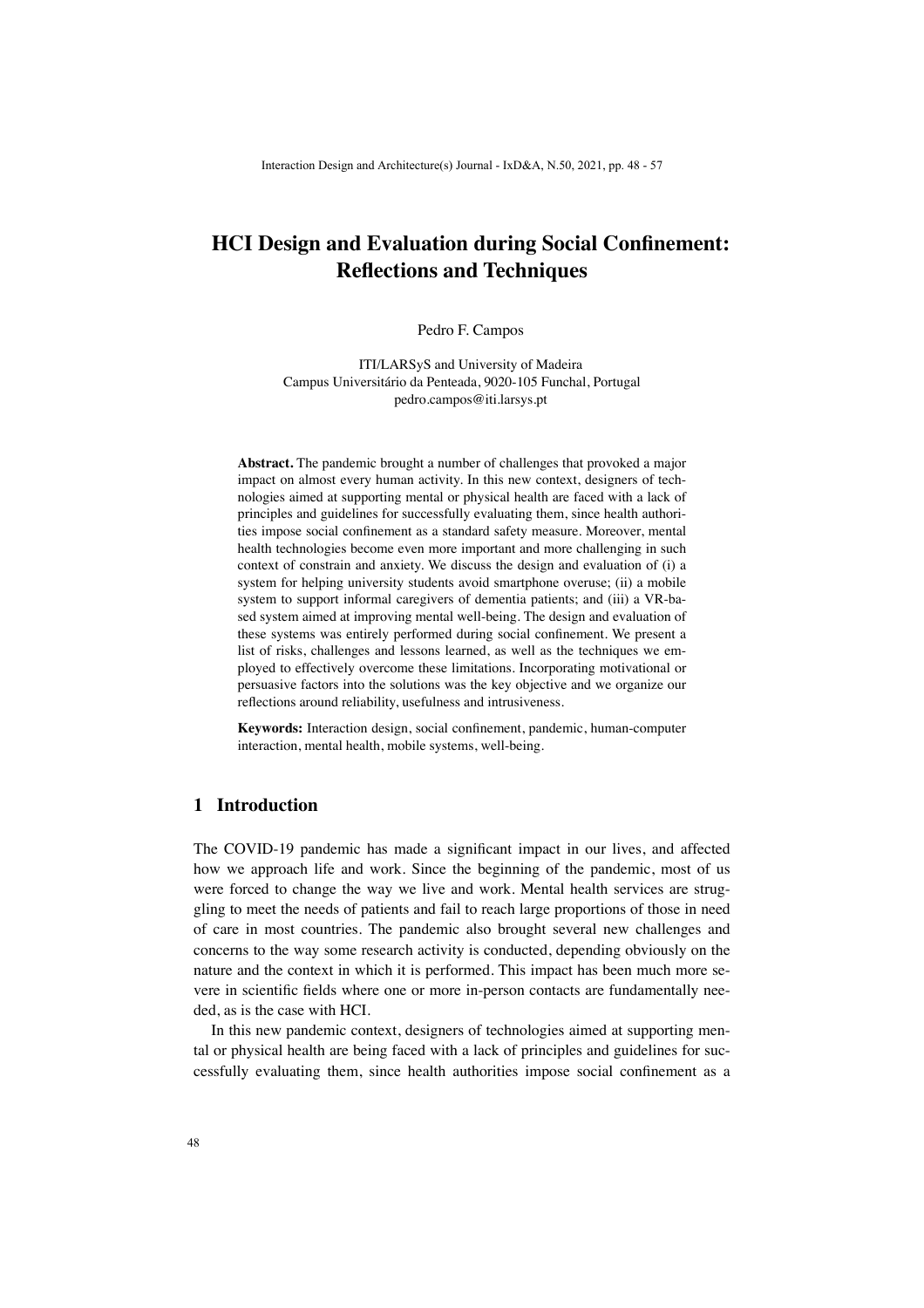# HCI Design and Evaluation during Social Confinement: Reflections and Techniques

Pedro F. Campos

ITI/LARSyS and University of Madeira
Campus Universitário da Penteada, 9020-105 Funchal, Portugal
pedro.campos@iti.larsys.pt

**Abstract.** The pandemic brought a number of challenges that provoked a major impact on almost every human activity. In this new context, designers of technologies aimed at supporting mental or physical health are faced with a lack of principles and guidelines for successfully evaluating them, since health authorities impose social confinement as a standard safety measure. Moreover, mental health technologies become even more important and more challenging in such context of constrain and anxiety. We discuss the design and evaluation of (i) a system for helping university students avoid smartphone overuse; (ii) a mobile system to support informal caregivers of dementia patients; and (iii) a VR-based system aimed at improving mental well-being. The design and evaluation of these systems was entirely performed during social confinement. We present a list of risks, challenges and lessons learned, as well as the techniques we employed to effectively overcome these limitations. Incorporating motivational or persuasive factors into the solutions was the key objective and we organize our reflections around reliability, usefulness and intrusiveness.

**Keywords:** Interaction design, social confinement, pandemic, human-computer interaction, mental health, mobile systems, well-being.

## 1 Introduction

The COVID-19 pandemic has made a significant impact in our lives, and affected how we approach life and work. Since the beginning of the pandemic, most of us were forced to change the way we live and work. Mental health services are struggling to meet the needs of patients and fail to reach large proportions of those in need of care in most countries. The pandemic also brought several new challenges and concerns to the way some research activity is conducted, depending obviously on the nature and the context in which it is performed. This impact has been much more severe in scientific fields where one or more in-person contacts are fundamentally needed, as is the case with HCI.

In this new pandemic context, designers of technologies aimed at supporting mental or physical health are being faced with a lack of principles and guidelines for successfully evaluating them, since health authorities impose social confinement as a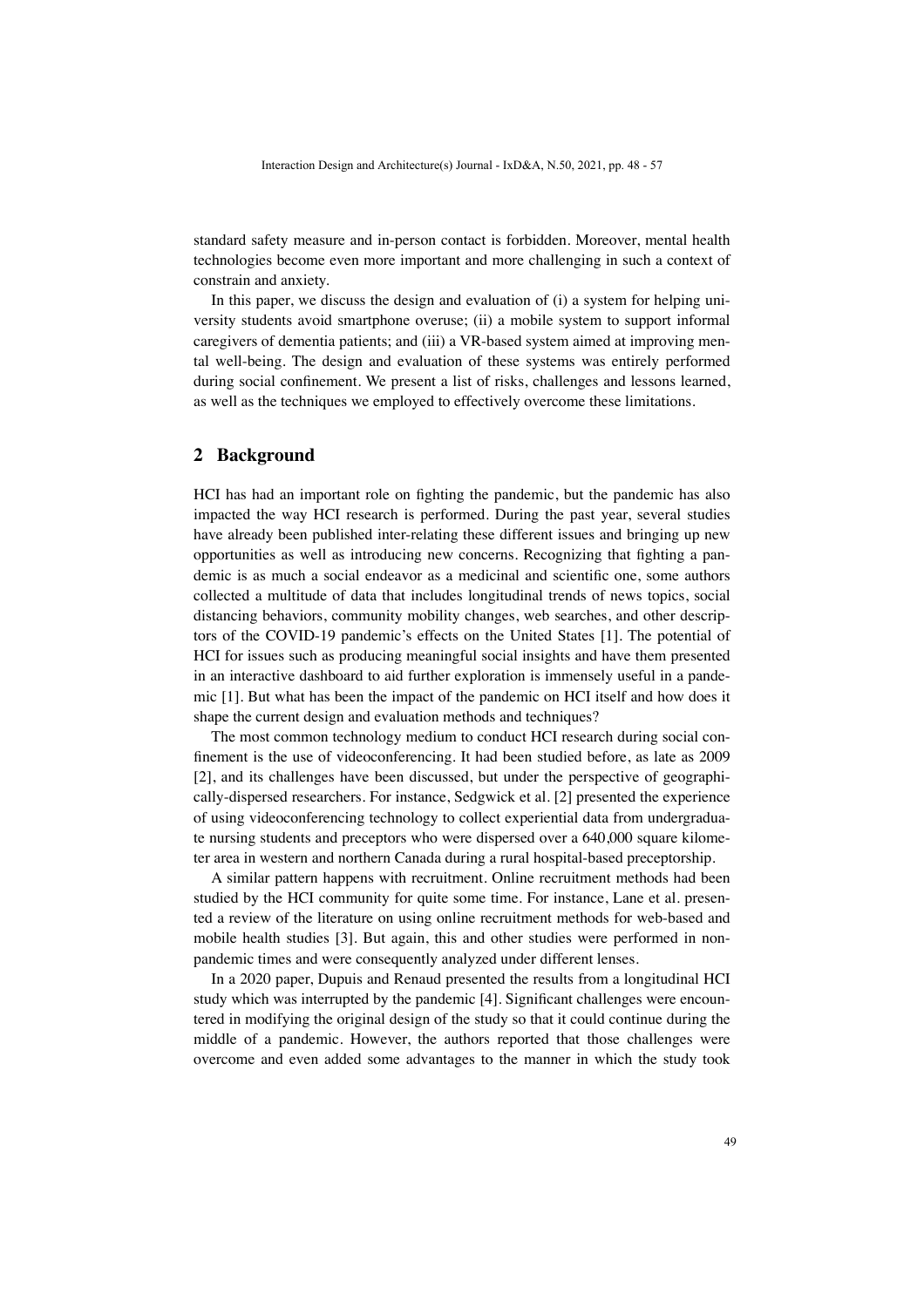standard safety measure and in-person contact is forbidden. Moreover, mental health technologies become even more important and more challenging in such a context of constrain and anxiety.

In this paper, we discuss the design and evaluation of (i) a system for helping university students avoid smartphone overuse; (ii) a mobile system to support informal caregivers of dementia patients; and (iii) a VR-based system aimed at improving mental well-being. The design and evaluation of these systems was entirely performed during social confinement. We present a list of risks, challenges and lessons learned, as well as the techniques we employed to effectively overcome these limitations.

## 2 Background

HCI has had an important role on fighting the pandemic, but the pandemic has also impacted the way HCI research is performed. During the past year, several studies have already been published inter-relating these different issues and bringing up new opportunities as well as introducing new concerns. Recognizing that fighting a pandemic is as much a social endeavor as a medicinal and scientific one, some authors collected a multitude of data that includes longitudinal trends of news topics, social distancing behaviors, community mobility changes, web searches, and other descriptors of the COVID-19 pandemic's effects on the United States [1]. The potential of HCI for issues such as producing meaningful social insights and have them presented in an interactive dashboard to aid further exploration is immensely useful in a pandemic [1]. But what has been the impact of the pandemic on HCI itself and how does it shape the current design and evaluation methods and techniques?

The most common technology medium to conduct HCI research during social confinement is the use of videoconferencing. It had been studied before, as late as 2009 [2], and its challenges have been discussed, but under the perspective of geographically-dispersed researchers. For instance, Sedgwick et al. [2] presented the experience of using videoconferencing technology to collect experiential data from undergraduate nursing students and preceptors who were dispersed over a 640,000 square kilometer area in western and northern Canada during a rural hospital-based preceptorship.

A similar pattern happens with recruitment. Online recruitment methods had been studied by the HCI community for quite some time. For instance, Lane et al. presented a review of the literature on using online recruitment methods for web-based and mobile health studies [3]. But again, this and other studies were performed in non-pandemic times and were consequently analyzed under different lenses.

In a 2020 paper, Dupuis and Renaud presented the results from a longitudinal HCI study which was interrupted by the pandemic [4]. Significant challenges were encountered in modifying the original design of the study so that it could continue during the middle of a pandemic. However, the authors reported that those challenges were overcome and even added some advantages to the manner in which the study took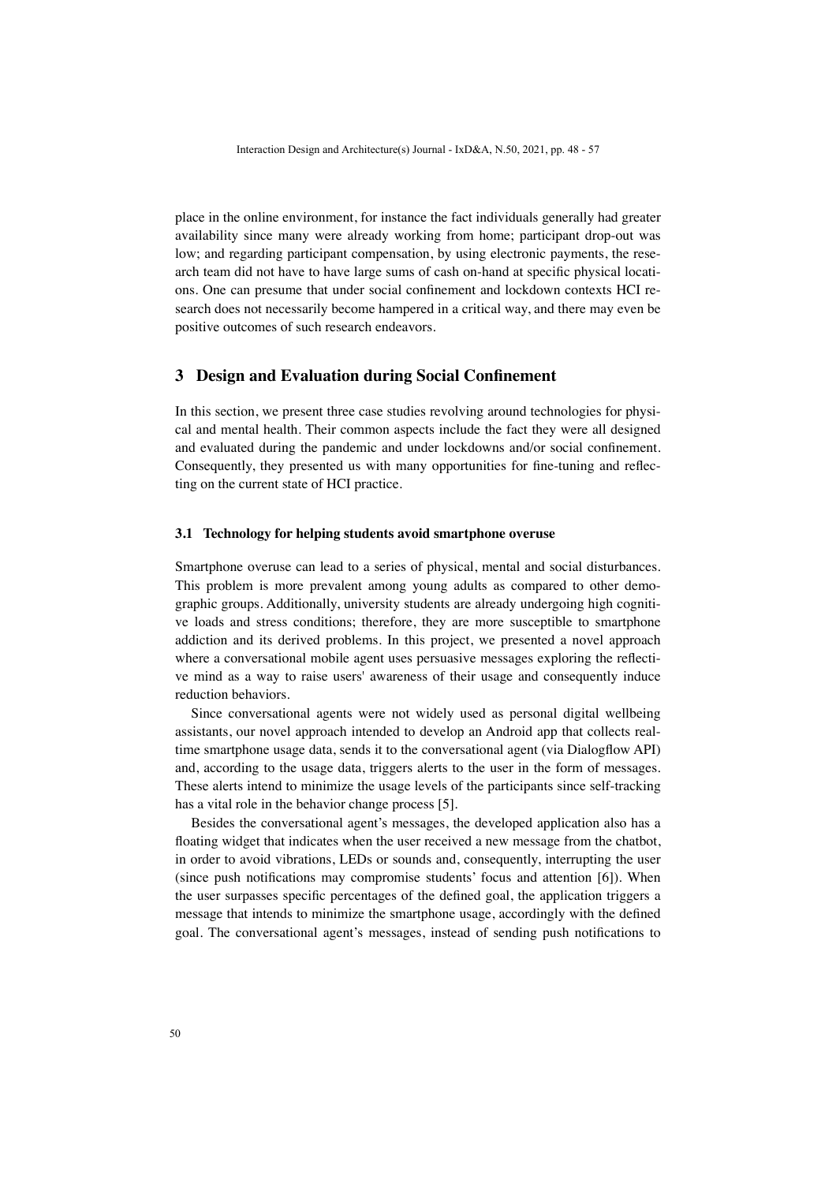place in the online environment, for instance the fact individuals generally had greater availability since many were already working from home; participant drop-out was low; and regarding participant compensation, by using electronic payments, the research team did not have to have large sums of cash on-hand at specific physical locations. One can presume that under social confinement and lockdown contexts HCI research does not necessarily become hampered in a critical way, and there may even be positive outcomes of such research endeavors.

## 3 Design and Evaluation during Social Confinement

In this section, we present three case studies revolving around technologies for physical and mental health. Their common aspects include the fact they were all designed and evaluated during the pandemic and under lockdowns and/or social confinement. Consequently, they presented us with many opportunities for fine-tuning and reflecting on the current state of HCI practice.

### 3.1 Technology for helping students avoid smartphone overuse

Smartphone overuse can lead to a series of physical, mental and social disturbances. This problem is more prevalent among young adults as compared to other demographic groups. Additionally, university students are already undergoing high cognitive loads and stress conditions; therefore, they are more susceptible to smartphone addiction and its derived problems. In this project, we presented a novel approach where a conversational mobile agent uses persuasive messages exploring the reflective mind as a way to raise users' awareness of their usage and consequently induce reduction behaviors.

Since conversational agents were not widely used as personal digital wellbeing assistants, our novel approach intended to develop an Android app that collects real-time smartphone usage data, sends it to the conversational agent (via Dialogflow API) and, according to the usage data, triggers alerts to the user in the form of messages. These alerts intend to minimize the usage levels of the participants since self-tracking has a vital role in the behavior change process [5].

Besides the conversational agent's messages, the developed application also has a floating widget that indicates when the user received a new message from the chatbot, in order to avoid vibrations, LEDs or sounds and, consequently, interrupting the user (since push notifications may compromise students' focus and attention [6]). When the user surpasses specific percentages of the defined goal, the application triggers a message that intends to minimize the smartphone usage, accordingly with the defined goal. The conversational agent's messages, instead of sending push notifications to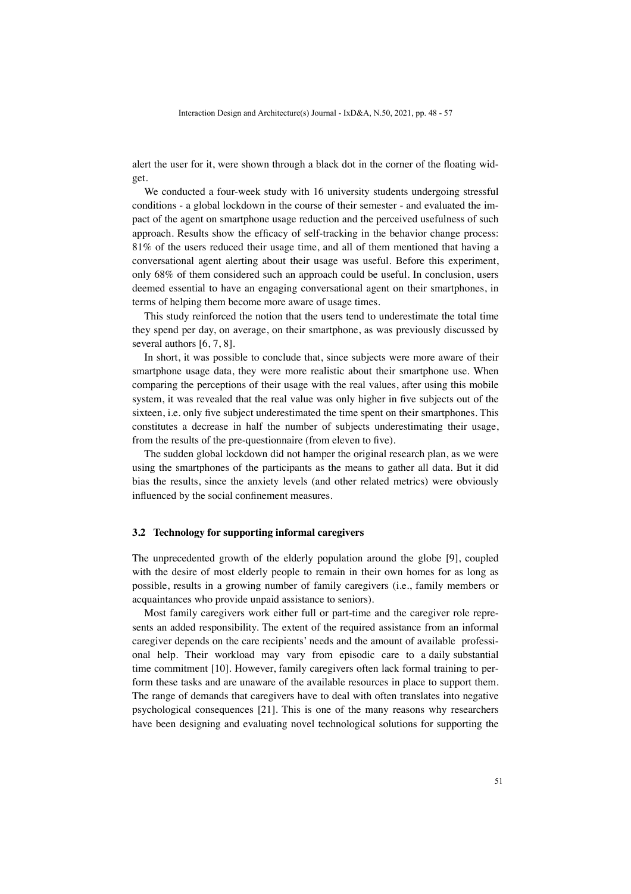alert the user for it, were shown through a black dot in the corner of the floating widget.

We conducted a four-week study with 16 university students undergoing stressful conditions - a global lockdown in the course of their semester - and evaluated the impact of the agent on smartphone usage reduction and the perceived usefulness of such approach. Results show the efficacy of self-tracking in the behavior change process: 81% of the users reduced their usage time, and all of them mentioned that having a conversational agent alerting about their usage was useful. Before this experiment, only 68% of them considered such an approach could be useful. In conclusion, users deemed essential to have an engaging conversational agent on their smartphones, in terms of helping them become more aware of usage times.

This study reinforced the notion that the users tend to underestimate the total time they spend per day, on average, on their smartphone, as was previously discussed by several authors [6, 7, 8].

In short, it was possible to conclude that, since subjects were more aware of their smartphone usage data, they were more realistic about their smartphone use. When comparing the perceptions of their usage with the real values, after using this mobile system, it was revealed that the real value was only higher in five subjects out of the sixteen, i.e. only five subject underestimated the time spent on their smartphones. This constitutes a decrease in half the number of subjects underestimating their usage, from the results of the pre-questionnaire (from eleven to five).

The sudden global lockdown did not hamper the original research plan, as we were using the smartphones of the participants as the means to gather all data. But it did bias the results, since the anxiety levels (and other related metrics) were obviously influenced by the social confinement measures.

### 3.2 Technology for supporting informal caregivers

The unprecedented growth of the elderly population around the globe [9], coupled with the desire of most elderly people to remain in their own homes for as long as possible, results in a growing number of family caregivers (i.e., family members or acquaintances who provide unpaid assistance to seniors).

Most family caregivers work either full or part-time and the caregiver role represents an added responsibility. The extent of the required assistance from an informal caregiver depends on the care recipients' needs and the amount of available professional help. Their workload may vary from episodic care to a daily substantial time commitment [10]. However, family caregivers often lack formal training to perform these tasks and are unaware of the available resources in place to support them. The range of demands that caregivers have to deal with often translates into negative psychological consequences [21]. This is one of the many reasons why researchers have been designing and evaluating novel technological solutions for supporting the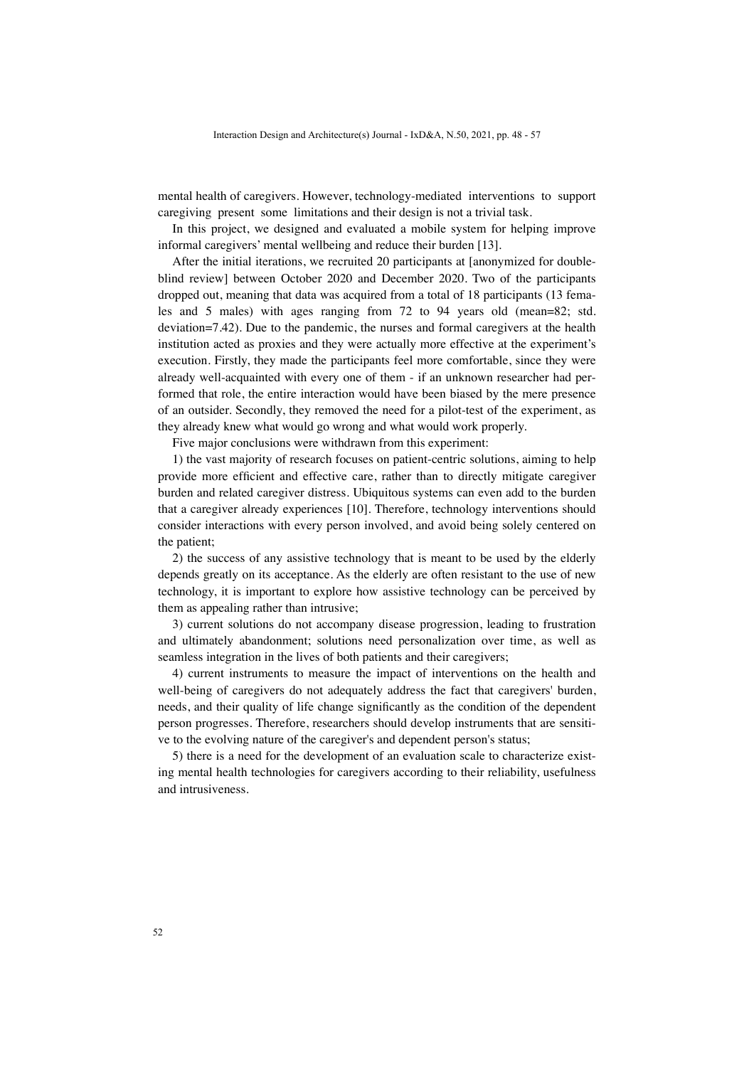mental health of caregivers. However, technology-mediated interventions to support caregiving present some limitations and their design is not a trivial task.

In this project, we designed and evaluated a mobile system for helping improve informal caregivers' mental wellbeing and reduce their burden [13].

After the initial iterations, we recruited 20 participants at [anonymized for double-blind review] between October 2020 and December 2020. Two of the participants dropped out, meaning that data was acquired from a total of 18 participants (13 females and 5 males) with ages ranging from 72 to 94 years old (mean=82; std. deviation=7.42). Due to the pandemic, the nurses and formal caregivers at the health institution acted as proxies and they were actually more effective at the experiment's execution. Firstly, they made the participants feel more comfortable, since they were already well-acquainted with every one of them - if an unknown researcher had performed that role, the entire interaction would have been biased by the mere presence of an outsider. Secondly, they removed the need for a pilot-test of the experiment, as they already knew what would go wrong and what would work properly.

Five major conclusions were withdrawn from this experiment:

1) the vast majority of research focuses on patient-centric solutions, aiming to help provide more efficient and effective care, rather than to directly mitigate caregiver burden and related caregiver distress. Ubiquitous systems can even add to the burden that a caregiver already experiences [10]. Therefore, technology interventions should consider interactions with every person involved, and avoid being solely centered on the patient;

2) the success of any assistive technology that is meant to be used by the elderly depends greatly on its acceptance. As the elderly are often resistant to the use of new technology, it is important to explore how assistive technology can be perceived by them as appealing rather than intrusive;

3) current solutions do not accompany disease progression, leading to frustration and ultimately abandonment; solutions need personalization over time, as well as seamless integration in the lives of both patients and their caregivers;

4) current instruments to measure the impact of interventions on the health and well-being of caregivers do not adequately address the fact that caregivers' burden, needs, and their quality of life change significantly as the condition of the dependent person progresses. Therefore, researchers should develop instruments that are sensitive to the evolving nature of the caregiver's and dependent person's status;

5) there is a need for the development of an evaluation scale to characterize existing mental health technologies for caregivers according to their reliability, usefulness and intrusiveness.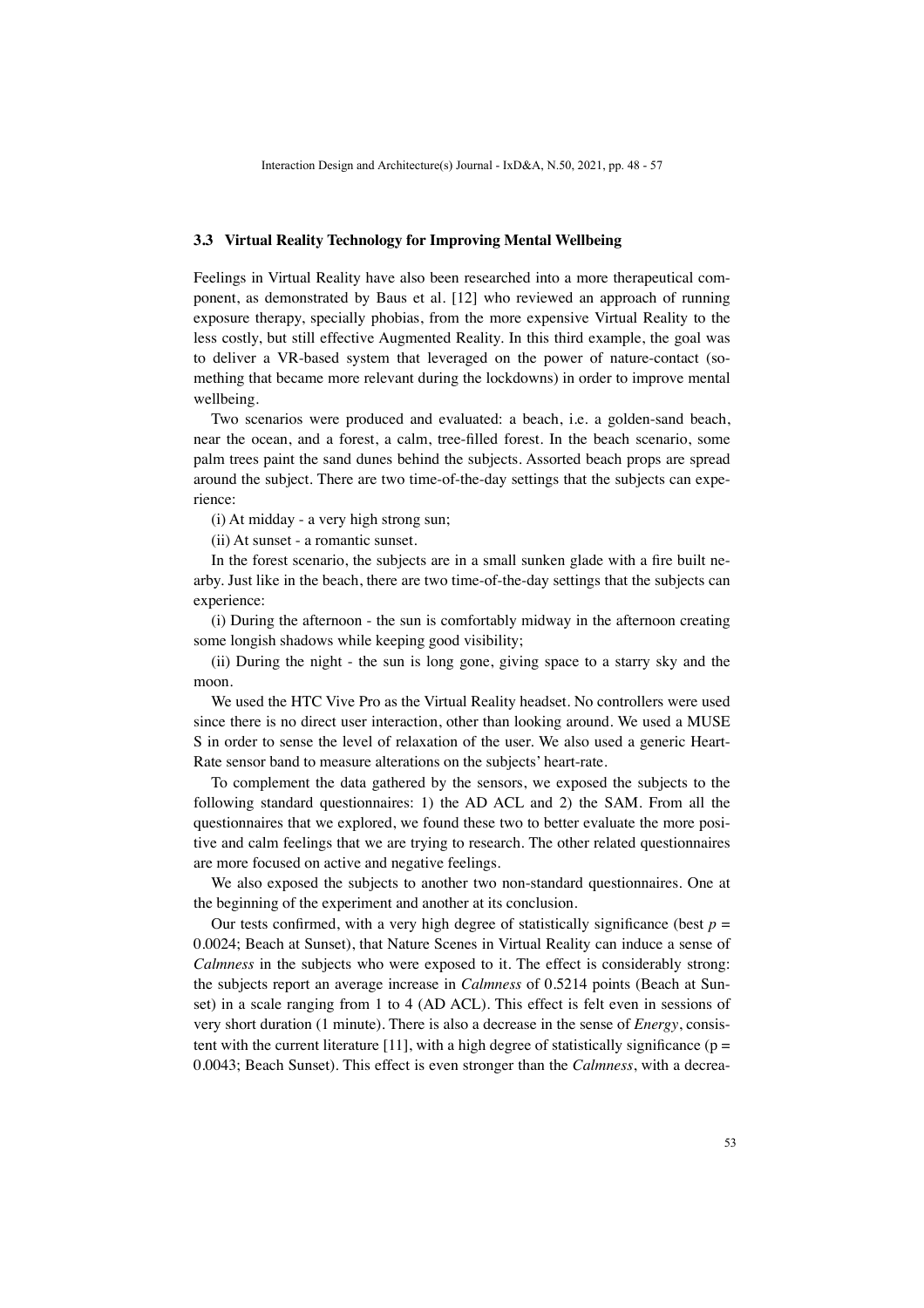### 3.3 Virtual Reality Technology for Improving Mental Wellbeing

Feelings in Virtual Reality have also been researched into a more therapeutical component, as demonstrated by Baus et al. [12] who reviewed an approach of running exposure therapy, specially phobias, from the more expensive Virtual Reality to the less costly, but still effective Augmented Reality. In this third example, the goal was to deliver a VR-based system that leveraged on the power of nature-contact (something that became more relevant during the lockdowns) in order to improve mental wellbeing.

Two scenarios were produced and evaluated: a beach, i.e. a golden-sand beach, near the ocean, and a forest, a calm, tree-filled forest. In the beach scenario, some palm trees paint the sand dunes behind the subjects. Assorted beach props are spread around the subject. There are two time-of-the-day settings that the subjects can experience:

(i) At midday - a very high strong sun;

(ii) At sunset - a romantic sunset.

In the forest scenario, the subjects are in a small sunken glade with a fire built nearby. Just like in the beach, there are two time-of-the-day settings that the subjects can experience:

(i) During the afternoon - the sun is comfortably midway in the afternoon creating some longish shadows while keeping good visibility;

(ii) During the night - the sun is long gone, giving space to a starry sky and the moon.

We used the HTC Vive Pro as the Virtual Reality headset. No controllers were used since there is no direct user interaction, other than looking around. We used a MUSE S in order to sense the level of relaxation of the user. We also used a generic Heart-Rate sensor band to measure alterations on the subjects' heart-rate.

To complement the data gathered by the sensors, we exposed the subjects to the following standard questionnaires: 1) the AD ACL and 2) the SAM. From all the questionnaires that we explored, we found these two to better evaluate the more positive and calm feelings that we are trying to research. The other related questionnaires are more focused on active and negative feelings.

We also exposed the subjects to another two non-standard questionnaires. One at the beginning of the experiment and another at its conclusion.

Our tests confirmed, with a very high degree of statistically significance (best $p = 0.0024$; Beach at Sunset), that Nature Scenes in Virtual Reality can induce a sense of *Calmness* in the subjects who were exposed to it. The effect is considerably strong: the subjects report an average increase in *Calmness* of 0.5214 points (Beach at Sunset) in a scale ranging from 1 to 4 (AD ACL). This effect is felt even in sessions of very short duration (1 minute). There is also a decrease in the sense of *Energy*, consistent with the current literature [11], with a high degree of statistically significance ($p = 0.0043$; Beach Sunset). This effect is even stronger than the *Calmness*, with a decrea-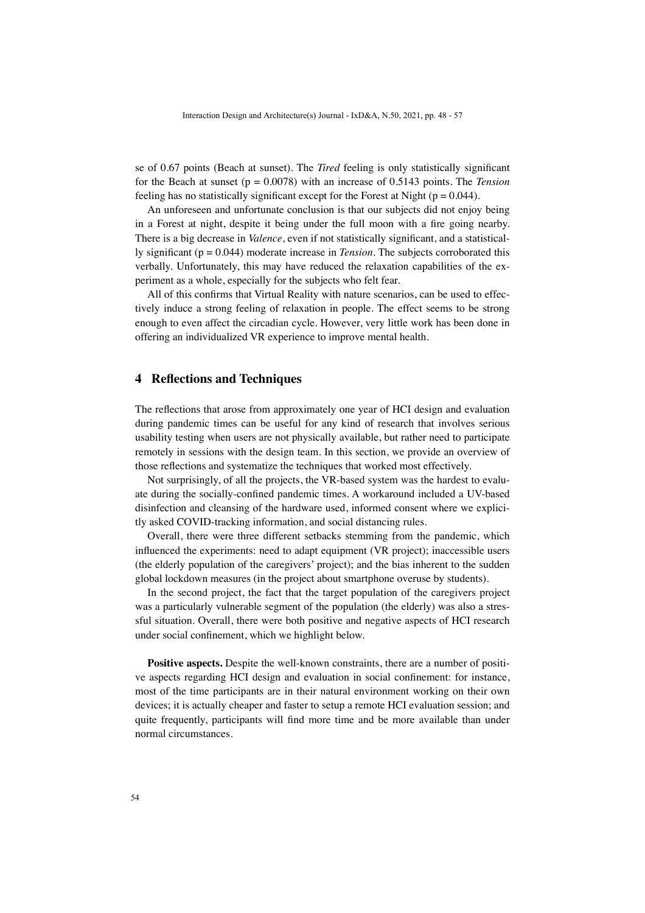se of 0.67 points (Beach at sunset). The *Tired* feeling is only statistically significant for the Beach at sunset ($p = 0.0078$) with an increase of 0.5143 points. The *Tension* feeling has no statistically significant except for the Forest at Night ($p = 0.044$).

An unforeseen and unfortunate conclusion is that our subjects did not enjoy being in a Forest at night, despite it being under the full moon with a fire going nearby. There is a big decrease in *Valence*, even if not statistically significant, and a statistically significant ($p = 0.044$) moderate increase in *Tension*. The subjects corroborated this verbally. Unfortunately, this may have reduced the relaxation capabilities of the experiment as a whole, especially for the subjects who felt fear.

All of this confirms that Virtual Reality with nature scenarios, can be used to effectively induce a strong feeling of relaxation in people. The effect seems to be strong enough to even affect the circadian cycle. However, very little work has been done in offering an individualized VR experience to improve mental health.

## 4 Reflections and Techniques

The reflections that arose from approximately one year of HCI design and evaluation during pandemic times can be useful for any kind of research that involves serious usability testing when users are not physically available, but rather need to participate remotely in sessions with the design team. In this section, we provide an overview of those reflections and systematize the techniques that worked most effectively.

Not surprisingly, of all the projects, the VR-based system was the hardest to evaluate during the socially-confined pandemic times. A workaround included a UV-based disinfection and cleansing of the hardware used, informed consent where we explicitly asked COVID-tracking information, and social distancing rules.

Overall, there were three different setbacks stemming from the pandemic, which influenced the experiments: need to adapt equipment (VR project); inaccessible users (the elderly population of the caregivers' project); and the bias inherent to the sudden global lockdown measures (in the project about smartphone overuse by students).

In the second project, the fact that the target population of the caregivers project was a particularly vulnerable segment of the population (the elderly) was also a stressful situation. Overall, there were both positive and negative aspects of HCI research under social confinement, which we highlight below.

**Positive aspects.** Despite the well-known constraints, there are a number of positive aspects regarding HCI design and evaluation in social confinement: for instance, most of the time participants are in their natural environment working on their own devices; it is actually cheaper and faster to setup a remote HCI evaluation session; and quite frequently, participants will find more time and be more available than under normal circumstances.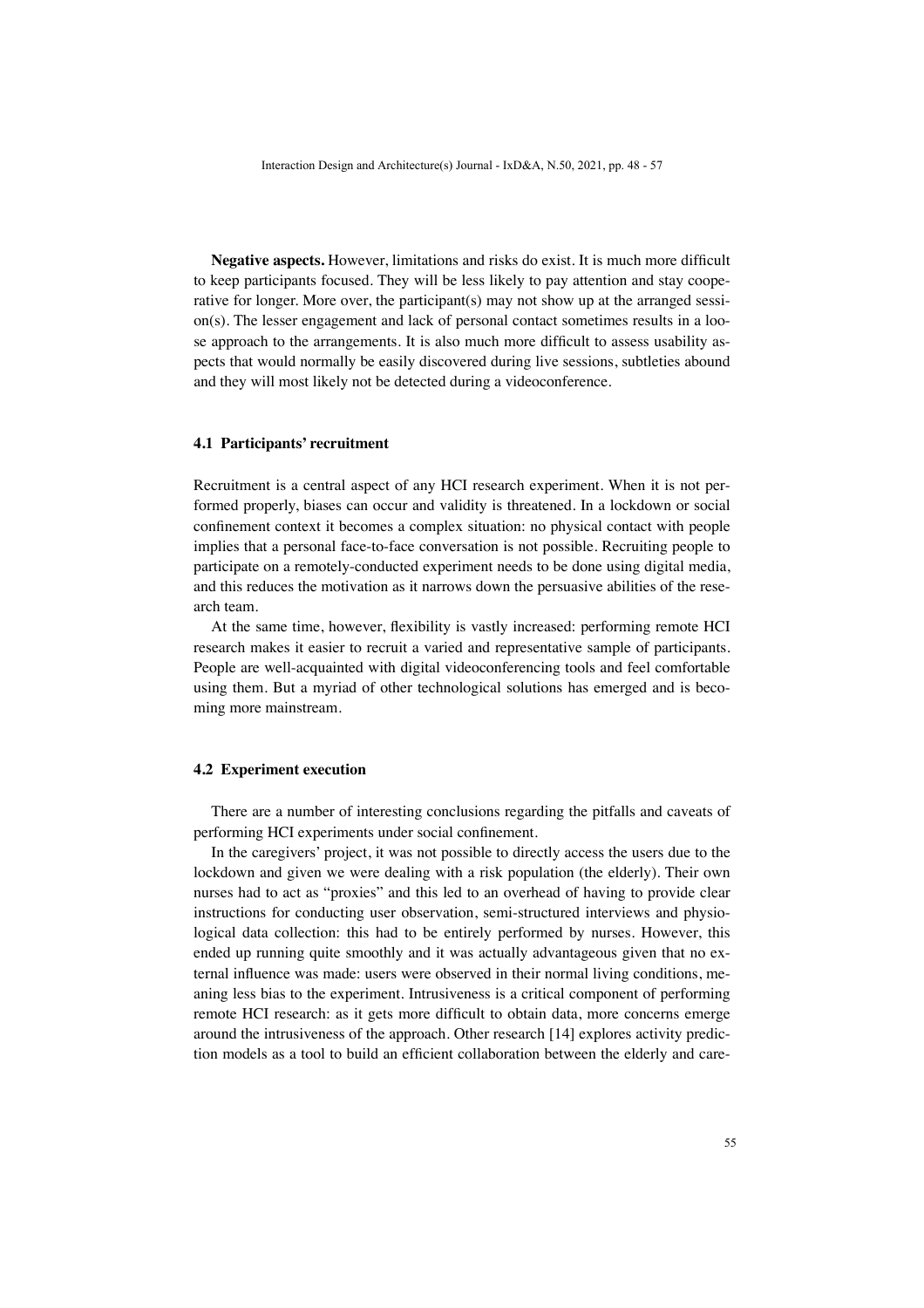**Negative aspects.** However, limitations and risks do exist. It is much more difficult to keep participants focused. They will be less likely to pay attention and stay cooperative for longer. More over, the participant(s) may not show up at the arranged session(s). The lesser engagement and lack of personal contact sometimes results in a loose approach to the arrangements. It is also much more difficult to assess usability aspects that would normally be easily discovered during live sessions, subtleties abound and they will most likely not be detected during a videoconference.

### 4.1 Participants' recruitment

Recruitment is a central aspect of any HCI research experiment. When it is not performed properly, biases can occur and validity is threatened. In a lockdown or social confinement context it becomes a complex situation: no physical contact with people implies that a personal face-to-face conversation is not possible. Recruiting people to participate on a remotely-conducted experiment needs to be done using digital media, and this reduces the motivation as it narrows down the persuasive abilities of the research team.

At the same time, however, flexibility is vastly increased: performing remote HCI research makes it easier to recruit a varied and representative sample of participants. People are well-acquainted with digital videoconferencing tools and feel comfortable using them. But a myriad of other technological solutions has emerged and is becoming more mainstream.

### 4.2 Experiment execution

There are a number of interesting conclusions regarding the pitfalls and caveats of performing HCI experiments under social confinement.

In the caregivers' project, it was not possible to directly access the users due to the lockdown and given we were dealing with a risk population (the elderly). Their own nurses had to act as "proxies" and this led to an overhead of having to provide clear instructions for conducting user observation, semi-structured interviews and physiological data collection: this had to be entirely performed by nurses. However, this ended up running quite smoothly and it was actually advantageous given that no external influence was made: users were observed in their normal living conditions, meaning less bias to the experiment. Intrusiveness is a critical component of performing remote HCI research: as it gets more difficult to obtain data, more concerns emerge around the intrusiveness of the approach. Other research [14] explores activity prediction models as a tool to build an efficient collaboration between the elderly and care-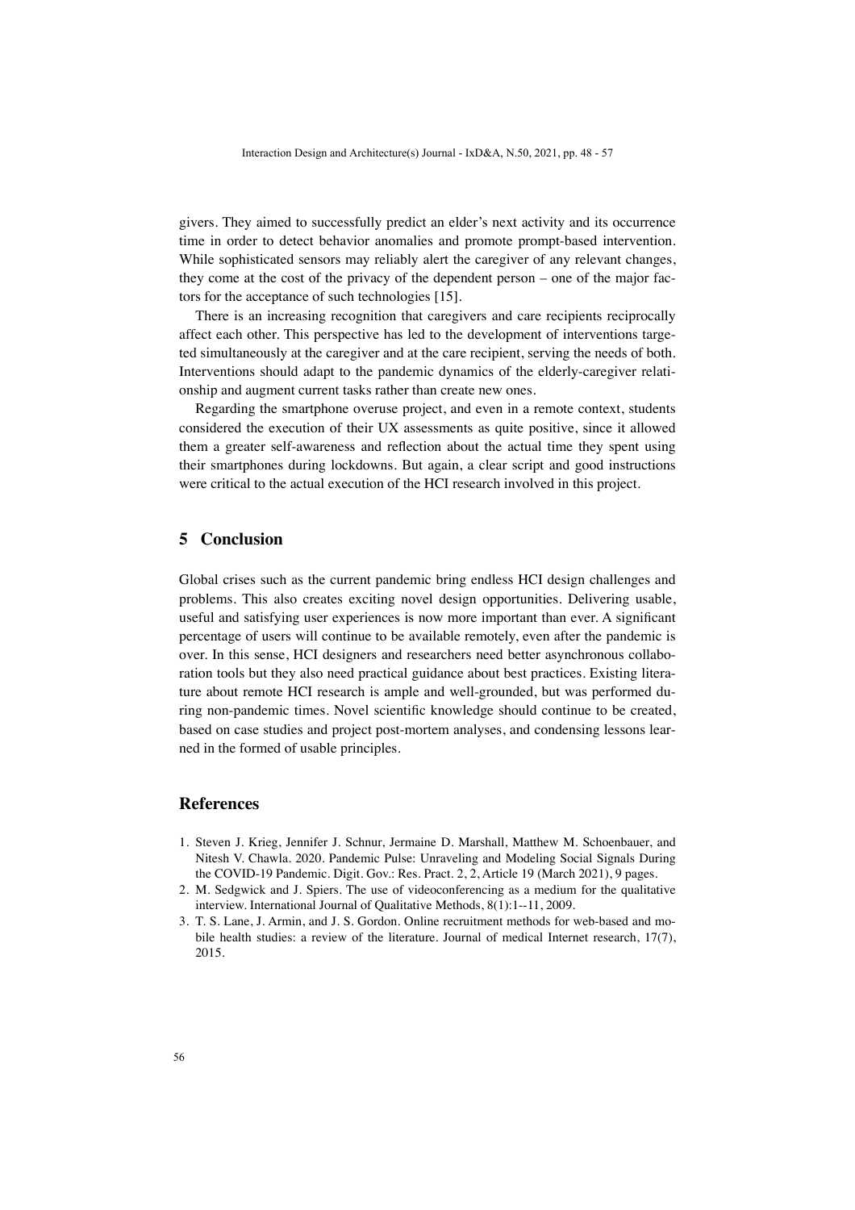givers. They aimed to successfully predict an elder's next activity and its occurrence time in order to detect behavior anomalies and promote prompt-based intervention. While sophisticated sensors may reliably alert the caregiver of any relevant changes, they come at the cost of the privacy of the dependent person – one of the major factors for the acceptance of such technologies [15].

There is an increasing recognition that caregivers and care recipients reciprocally affect each other. This perspective has led to the development of interventions targeted simultaneously at the caregiver and at the care recipient, serving the needs of both. Interventions should adapt to the pandemic dynamics of the elderly-caregiver relationship and augment current tasks rather than create new ones.

Regarding the smartphone overuse project, and even in a remote context, students considered the execution of their UX assessments as quite positive, since it allowed them a greater self-awareness and reflection about the actual time they spent using their smartphones during lockdowns. But again, a clear script and good instructions were critical to the actual execution of the HCI research involved in this project.

## 5 Conclusion

Global crises such as the current pandemic bring endless HCI design challenges and problems. This also creates exciting novel design opportunities. Delivering usable, useful and satisfying user experiences is now more important than ever. A significant percentage of users will continue to be available remotely, even after the pandemic is over. In this sense, HCI designers and researchers need better asynchronous collaboration tools but they also need practical guidance about best practices. Existing literature about remote HCI research is ample and well-grounded, but was performed during non-pandemic times. Novel scientific knowledge should continue to be created, based on case studies and project post-mortem analyses, and condensing lessons learned in the formed of usable principles.

## References

1. Steven J. Krieg, Jennifer J. Schnur, Jermaine D. Marshall, Matthew M. Schoenbauer, and Nitesh V. Chawla. 2020. Pandemic Pulse: Unraveling and Modeling Social Signals During the COVID-19 Pandemic. Digit. Gov.: Res. Pract. 2, 2, Article 19 (March 2021), 9 pages.
2. M. Sedgwick and J. Spiers. The use of videoconferencing as a medium for the qualitative interview. International Journal of Qualitative Methods, 8(1):1--11, 2009.
3. T. S. Lane, J. Armin, and J. S. Gordon. Online recruitment methods for web-based and mobile health studies: a review of the literature. Journal of medical Internet research, 17(7), 2015.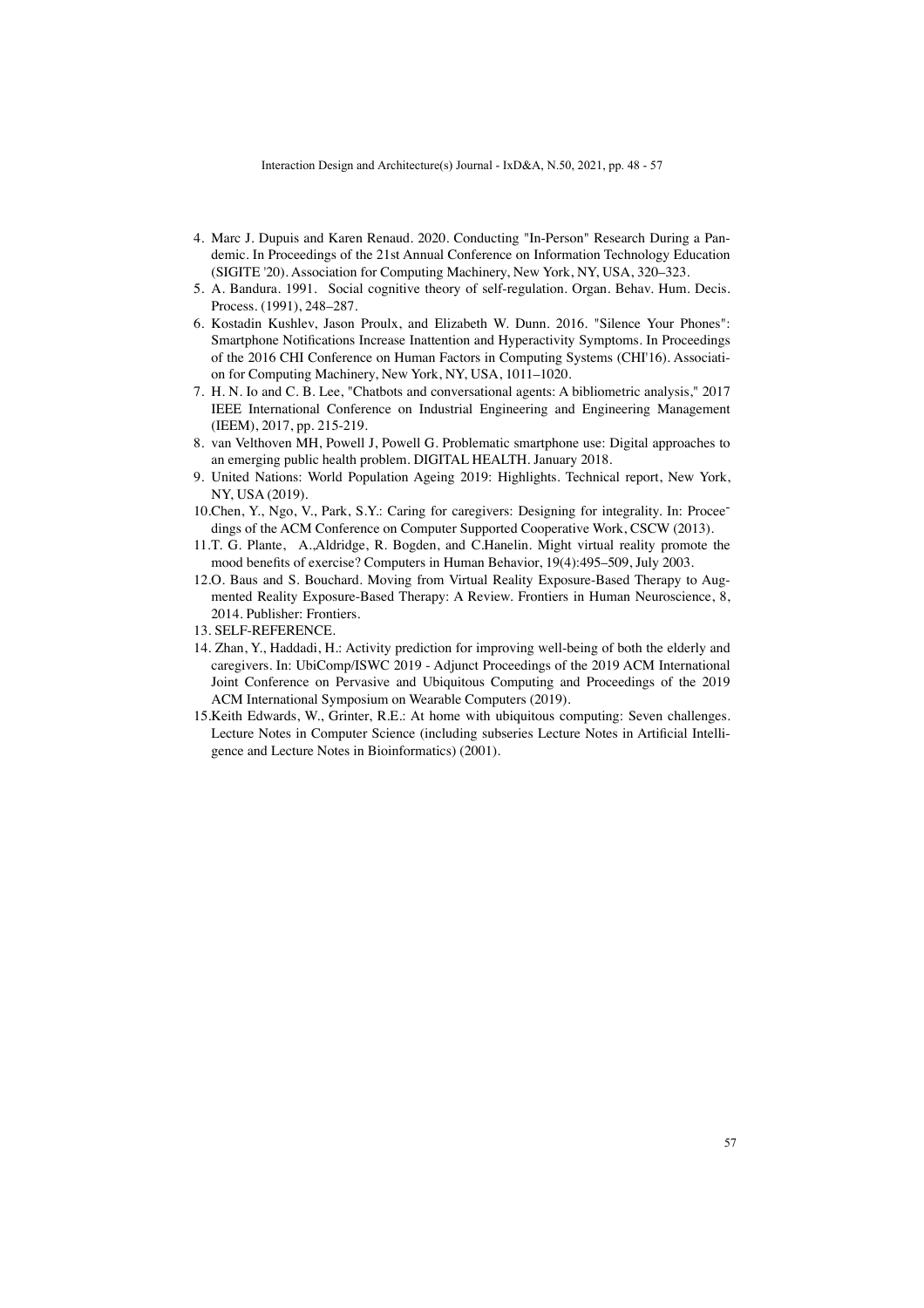4. Marc J. Dupuis and Karen Renaud. 2020. Conducting "In-Person" Research During a Pandemic. In Proceedings of the 21st Annual Conference on Information Technology Education (SIGITE '20). Association for Computing Machinery, New York, NY, USA, 320–323.
5. A. Bandura. 1991. Social cognitive theory of self-regulation. Organ. Behav. Hum. Decis. Process. (1991), 248–287.
6. Kostadin Kushlev, Jason Proulx, and Elizabeth W. Dunn. 2016. "Silence Your Phones": Smartphone Notifications Increase Inattention and Hyperactivity Symptoms. In Proceedings of the 2016 CHI Conference on Human Factors in Computing Systems (CHI'16). Association for Computing Machinery, New York, NY, USA, 1011–1020.
7. H. N. Io and C. B. Lee, "Chatbots and conversational agents: A bibliometric analysis," 2017 IEEE International Conference on Industrial Engineering and Engineering Management (IEEM), 2017, pp. 215-219.
8. van Velthoven MH, Powell J, Powell G. Problematic smartphone use: Digital approaches to an emerging public health problem. DIGITAL HEALTH. January 2018.
9. United Nations: World Population Ageing 2019: Highlights. Technical report, New York, NY, USA (2019).
10. Chen, Y., Ngo, V., Park, S.Y.: Caring for caregivers: Designing for integrality. In: Proceedings of the ACM Conference on Computer Supported Cooperative Work, CSCW (2013).
11. T. G. Plante, A.,Aldridge, R. Bogden, and C.Hanelin. Might virtual reality promote the mood benefits of exercise? Computers in Human Behavior, 19(4):495–509, July 2003.
12. O. Baus and S. Bouchard. Moving from Virtual Reality Exposure-Based Therapy to Augmented Reality Exposure-Based Therapy: A Review. Frontiers in Human Neuroscience, 8, 2014. Publisher: Frontiers.
13. SELF-REFERENCE.
14. Zhan, Y., Haddadi, H.: Activity prediction for improving well-being of both the elderly and caregivers. In: UbiComp/ISWC 2019 - Adjunct Proceedings of the 2019 ACM International Joint Conference on Pervasive and Ubiquitous Computing and Proceedings of the 2019 ACM International Symposium on Wearable Computers (2019).
15. Keith Edwards, W., Grinter, R.E.: At home with ubiquitous computing: Seven challenges. Lecture Notes in Computer Science (including subseries Lecture Notes in Artificial Intelligence and Lecture Notes in Bioinformatics) (2001).